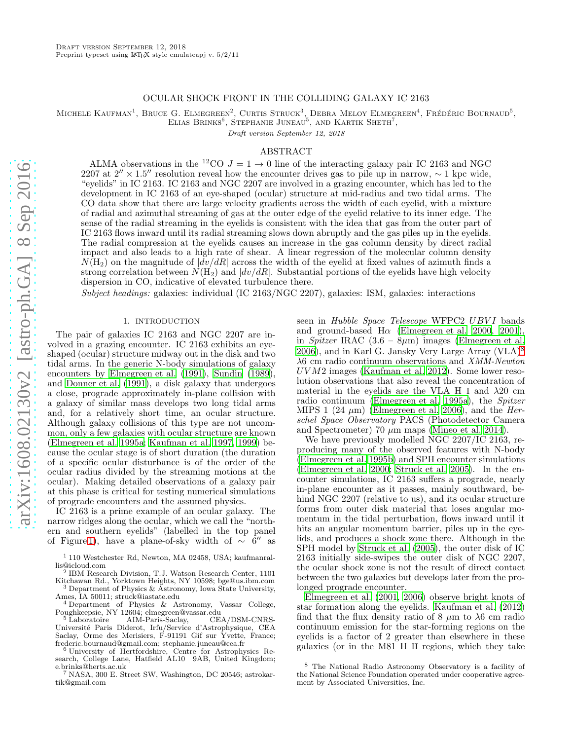Draft version September 12, 2018

Preprint typeset using LATEX style emulateapj v. 5/2/11

# OCULAR SHOCK FRONT IN THE COLLIDING GALAXY IC 2163

Michele Kaufman[1], Bruce G. Elmegreen[2], Curtis Struck[3], Debra Meloy Elmegreen[4], Frédéric Bournaud[5], Elias Brinks[6], Stephanie Juneau[5], and Kartik Sheth[7],

*Draft version September 12, 2018*

## ABSTRACT

ALMA observations in the $^{12}$CO $J = 1 \rightarrow 0$ line of the interacting galaxy pair IC 2163 and NGC 2207 at $2'' \times 1.5''$ resolution reveal how the encounter drives gas to pile up in narrow, $\sim 1$ kpc wide, "eyelids" in IC 2163. IC 2163 and NGC 2207 are involved in a grazing encounter, which has led to the development in IC 2163 of an eye-shaped (ocular) structure at mid-radius and two tidal arms. The CO data show that there are large velocity gradients across the width of each eyelid, with a mixture of radial and azimuthal streaming of gas at the outer edge of the eyelid relative to its inner edge. The sense of the radial streaming in the eyelids is consistent with the idea that gas from the outer part of IC 2163 flows inward until its radial streaming slows down abruptly and the gas piles up in the eyelids. The radial compression at the eyelids causes an increase in the gas column density by direct radial impact and also leads to a high rate of shear. A linear regression of the molecular column density $N(\mathrm{H_2})$ on the magnitude of $|dv/dR|$ across the width of the eyelid at fixed values of azimuth finds a strong correlation between $N(\mathrm{H_2})$ and $|dv/dR|$. Substantial portions of the eyelids have high velocity dispersion in CO, indicative of elevated turbulence there.

*Subject headings:* galaxies: individual (IC 2163/NGC 2207), galaxies: ISM, galaxies: interactions

## 1. INTRODUCTION

The pair of galaxies IC 2163 and NGC 2207 are involved in a grazing encounter. IC 2163 exhibits an eye-shaped (ocular) structure midway out in the disk and two tidal arms. In the generic N-body simulations of galaxy encounters by Elmegreen et al. (1991), Sundin (1989), and Donner et al. (1991), a disk galaxy that undergoes a close, prograde approximately in-plane collision with a galaxy of similar mass develops two long tidal arms and, for a relatively short time, an ocular structure. Although galaxy collisions of this type are not uncommon, only a few galaxies with ocular structure are known (Elmegreen et al. 1995a; Kaufman et al. 1997, 1999) because the ocular stage is of short duration (the duration of a specific ocular disturbance is of the order of the ocular radius divided by the streaming motions at the ocular). Making detailed observations of a galaxy pair at this phase is critical for testing numerical simulations of prograde encounters and the assumed physics.

IC 2163 is a prime example of an ocular galaxy. The narrow ridges along the ocular, which we call the "northern and southern eyelids" (labelled in the top panel of Figure 1), have a plane-of-sky width of $\sim 6''$ as seen in *Hubble Space Telescope* WFPC2 *UBVI* bands and ground-based Hα (Elmegreen et al. 2000, 2001), in *Spitzer* IRAC (3.6 – 8μm) images (Elmegreen et al. 2006), and in Karl G. Jansky Very Large Array (VLA)[8] λ6 cm radio continuum observations and *XMM-Newton* *UVM2* images (Kaufman et al. 2012). Some lower resolution observations that also reveal the concentration of material in the eyelids are the VLA H I and λ20 cm radio continuum (Elmegreen et al. 1995a), the *Spitzer* MIPS 1 (24 μm) (Elmegreen et al. 2006), and the *Herschel Space Observatory* PACS (Photodetector Camera and Spectrometer) 70 μm maps (Mineo et al. 2014).

We have previously modelled NGC 2207/IC 2163, reproducing many of the observed features with N-body (Elmegreen et al. 1995b) and SPH encounter simulations (Elmegreen et al. 2000; Struck et al. 2005). In the encounter simulations, IC 2163 suffers a prograde, nearly in-plane encounter as it passes, mainly southward, behind NGC 2207 (relative to us), and its ocular structure forms from outer disk material that loses angular momentum in the tidal perturbation, flows inward until it hits an angular momentum barrier, piles up in the eyelids, and produces a shock zone there. Although in the SPH model by Struck et al. (2005), the outer disk of IC 2163 initially side-swipes the outer disk of NGC 2207, the ocular shock zone is not the result of direct contact between the two galaxies but develops later from the prolonged prograde encounter.

Elmegreen et al. (2001, 2006) observe bright knots of star formation along the eyelids. Kaufman et al. (2012) find that the flux density ratio of 8 μm to λ6 cm radio continuum emission for the star-forming regions on the eyelids is a factor of 2 greater than elsewhere in these galaxies (or in the M81 H II regions, which they take

---

[1] 110 Westchester Rd, Newton, MA 02458, USA; kaufmanrallis@icloud.com

[2] IBM Research Division, T.J. Watson Research Center, 1101 Kitchawan Rd., Yorktown Heights, NY 10598; bge@us.ibm.com

[3] Department of Physics & Astronomy, Iowa State University, Ames, IA 50011; struck@iastate.edu

[4] Department of Physics & Astronomy, Vassar College, Poughkeepsie, NY 12604; elmegreen@vassar.edu

[5] Laboratoire AIM-Paris-Saclay, CEA/DSM-CNRS-Université Paris Diderot, Irfu/Service d'Astrophysique, CEA Saclay, Orme des Merisiers, F-91191 Gif sur Yvette, France; frederic.bournaud@gmail.com; stephanie.juneau@cea.fr

[6] University of Hertfordshire, Centre for Astrophysics Research, College Lane, Hatfield AL10 9AB, United Kingdom; e.brinks@herts.ac.uk

[7] NASA, 300 E. Street SW, Washington, DC 20546; astrokartik@gmail.com

[8] The National Radio Astronomy Observatory is a facility of the National Science Foundation operated under cooperative agreement by Associated Universities, Inc.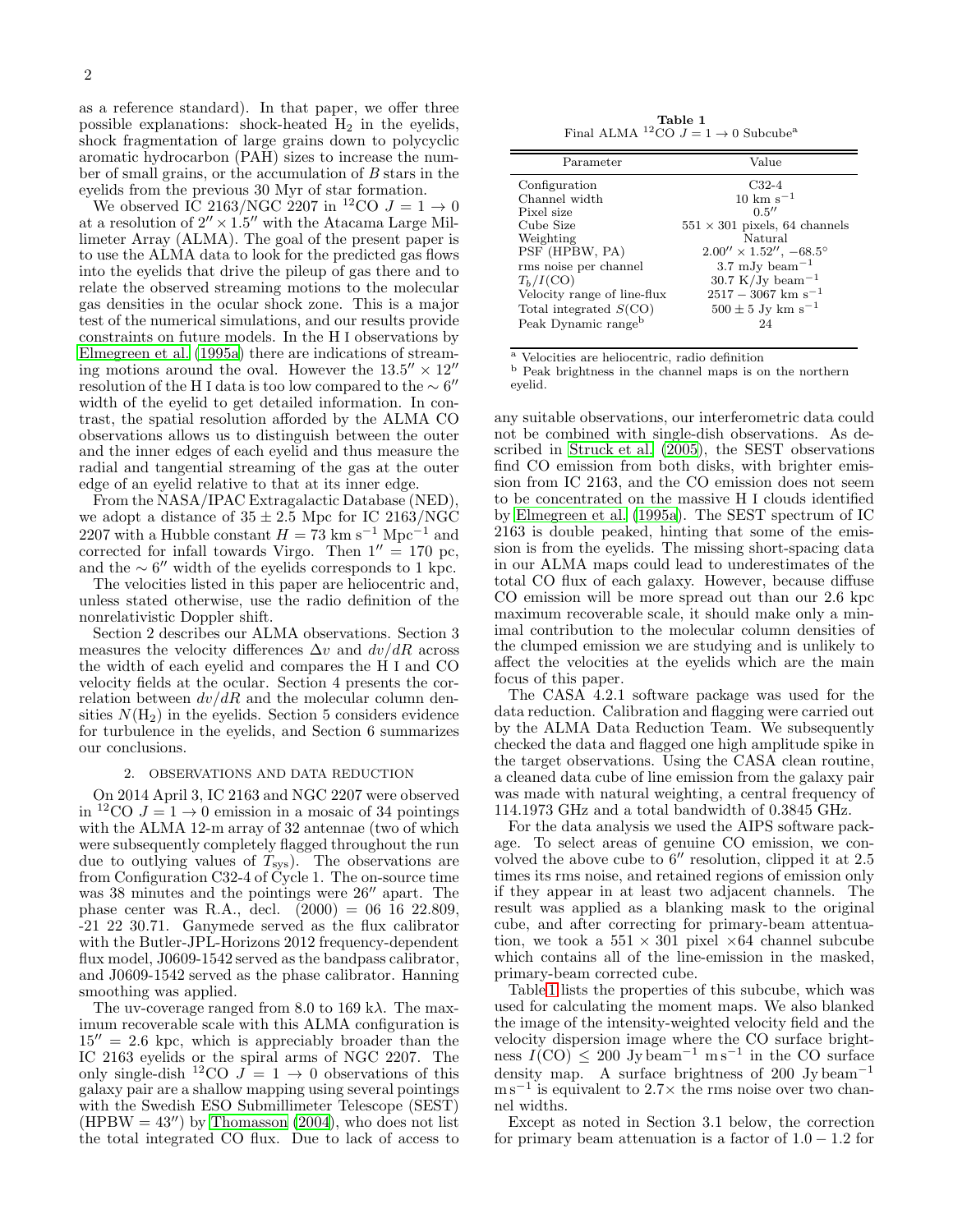as a reference standard). In that paper, we offer three possible explanations: shock-heated $H_2$ in the eyelids, shock fragmentation of large grains down to polycyclic aromatic hydrocarbon (PAH) sizes to increase the number of small grains, or the accumulation of $B$ stars in the eyelids from the previous 30 Myr of star formation.

We observed IC 2163/NGC 2207 in $^{12}$CO $J = 1 \rightarrow 0$ at a resolution of $2'' \times 1.5''$ with the Atacama Large Millimeter Array (ALMA). The goal of the present paper is to use the ALMA data to look for the predicted gas flows into the eyelids that drive the pileup of gas there and to relate the observed streaming motions to the molecular gas densities in the ocular shock zone. This is a major test of the numerical simulations, and our results provide constraints on future models. In the H I observations by Elmegreen et al. (1995a) there are indications of streaming motions around the oval. However the $13.5'' \times 12''$ resolution of the H I data is too low compared to the $\sim 6''$ width of the eyelid to get detailed information. In contrast, the spatial resolution afforded by the ALMA CO observations allows us to distinguish between the outer and the inner edges of each eyelid and thus measure the radial and tangential streaming of the gas at the outer edge of an eyelid relative to that at its inner edge.

From the NASA/IPAC Extragalactic Database (NED), we adopt a distance of $35 \pm 2.5$ Mpc for IC 2163/NGC 2207 with a Hubble constant $H = 73$ km s$^{-1}$ Mpc$^{-1}$ and corrected for infall towards Virgo. Then $1'' = 170$ pc, and the $\sim 6''$ width of the eyelids corresponds to 1 kpc.

The velocities listed in this paper are heliocentric and, unless stated otherwise, use the radio definition of the nonrelativistic Doppler shift.

Section 2 describes our ALMA observations. Section 3 measures the velocity differences $\Delta v$ and $dv/dR$ across the width of each eyelid and compares the H I and CO velocity fields at the ocular. Section 4 presents the correlation between $dv/dR$ and the molecular column densities $N(H_2)$ in the eyelids. Section 5 considers evidence for turbulence in the eyelids, and Section 6 summarizes our conclusions.

## 2. OBSERVATIONS AND DATA REDUCTION

On 2014 April 3, IC 2163 and NGC 2207 were observed in $^{12}$CO $J = 1 \rightarrow 0$ emission in a mosaic of 34 pointings with the ALMA 12-m array of 32 antennae (two of which were subsequently completely flagged throughout the run due to outlying values of $T_{\rm sys}$). The observations are from Configuration C32-4 of Cycle 1. The on-source time was 38 minutes and the pointings were $26''$ apart. The phase center was R.A., decl. (2000) = 06 16 22.809, -21 22 30.71. Ganymede served as the flux calibrator with the Butler-JPL-Horizons 2012 frequency-dependent flux model, J0609-1542 served as the bandpass calibrator, and J0609-1542 served as the phase calibrator. Hanning smoothing was applied.

The uv-coverage ranged from 8.0 to 169 k$\lambda$. The maximum recoverable scale with this ALMA configuration is $15'' = 2.6$ kpc, which is appreciably broader than the IC 2163 eyelids or the spiral arms of NGC 2207. The only single-dish $^{12}$CO $J = 1 \rightarrow 0$ observations of this galaxy pair are a shallow mapping using several pointings with the Swedish ESO Submillimeter Telescope (SEST) (HPBW = $43''$) by Thomasson (2004), who does not list the total integrated CO flux. Due to lack of access to any suitable observations, our interferometric data could not be combined with single-dish observations. As described in Struck et al. (2005), the SEST observations find CO emission from both disks, with brighter emission from IC 2163, and the CO emission does not seem to be concentrated on the massive H I clouds identified by Elmegreen et al. (1995a). The SEST spectrum of IC 2163 is double peaked, hinting that some of the emission is from the eyelids. The missing short-spacing data in our ALMA maps could lead to underestimates of the total CO flux of each galaxy. However, because diffuse CO emission will be more spread out than our 2.6 kpc maximum recoverable scale, it should make only a minimal contribution to the molecular column densities of the clumped emission we are studying and is unlikely to affect the velocities at the eyelids which are the main focus of this paper.

**Table 1**
Final ALMA $^{12}$CO $J = 1 \rightarrow 0$ Subcube[a]

| Parameter | Value |
|---|---|
| Configuration | C32-4 |
| Channel width | 10 km s$^{-1}$ |
| Pixel size | $0.5''$ |
| Cube Size | $551 \times 301$ pixels, 64 channels |
| Weighting | Natural |
| PSF (HPBW, PA) | $2.00'' \times 1.52''$, $-68.5^\circ$ |
| rms noise per channel | 3.7 mJy beam$^{-1}$ |
| $T_b/I$(CO) | 30.7 K/Jy beam$^{-1}$ |
| Velocity range of line-flux | $2517 - 3067$ km s$^{-1}$ |
| Total integrated $S$(CO) | $500 \pm 5$ Jy km s$^{-1}$ |
| Peak Dynamic range[b] | 24 |

[a] Velocities are heliocentric, radio definition
[b] Peak brightness in the channel maps is on the northern eyelid.

The CASA 4.2.1 software package was used for the data reduction. Calibration and flagging were carried out by the ALMA Data Reduction Team. We subsequently checked the data and flagged one high amplitude spike in the target observations. Using the CASA clean routine, a cleaned data cube of line emission from the galaxy pair was made with natural weighting, a central frequency of 114.1973 GHz and a total bandwidth of 0.3845 GHz.

For the data analysis we used the AIPS software package. To select areas of genuine CO emission, we convolved the above cube to $6''$ resolution, clipped it at 2.5 times its rms noise, and retained regions of emission only if they appear in at least two adjacent channels. The result was applied as a blanking mask to the original cube, and after correcting for primary-beam attenuation, we took a $551 \times 301$ pixel $\times 64$ channel subcube which contains all of the line-emission in the masked, primary-beam corrected cube.

Table 1 lists the properties of this subcube, which was used for calculating the moment maps. We also blanked the image of the intensity-weighted velocity field and the velocity dispersion image where the CO surface brightness $I$(CO) $\leq 200$ Jy beam$^{-1}$ m s$^{-1}$ in the CO surface density map. A surface brightness of 200 Jy beam$^{-1}$ m s$^{-1}$ is equivalent to $2.7\times$ the rms noise over two channel widths.

Except as noted in Section 3.1 below, the correction for primary beam attenuation is a factor of $1.0 - 1.2$ for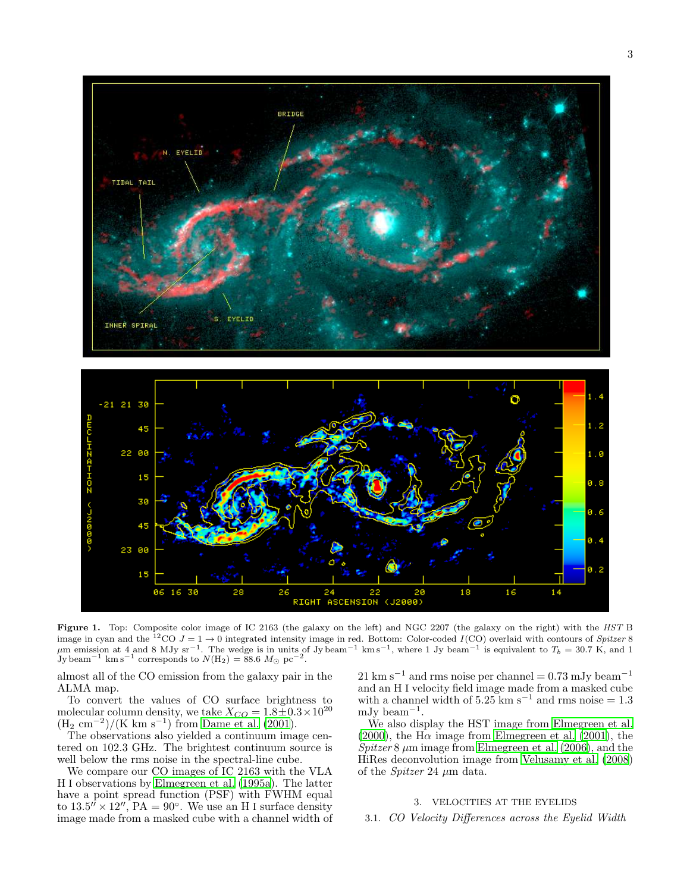**Figure 1.** Top: Composite color image of IC 2163 (the galaxy on the left) and NGC 2207 (the galaxy on the right) with the *HST* B image in cyan and the $^{12}$CO $J = 1 \rightarrow 0$ integrated intensity image in red. Bottom: Color-coded $I$(CO) overlaid with contours of *Spitzer* 8 $\mu$m emission at 4 and 8 MJy sr$^{-1}$. The wedge is in units of Jy beam$^{-1}$ km s$^{-1}$, where 1 Jy beam$^{-1}$ is equivalent to $T_b$ = 30.7 K, and 1 Jy beam$^{-1}$ km s$^{-1}$ corresponds to $N(\mathrm{H_2})$ = 88.6 $M_\odot$ pc$^{-2}$.

almost all of the CO emission from the galaxy pair in the ALMA map.

To convert the values of CO surface brightness to molecular column density, we take $X_{CO} = 1.8 \pm 0.3 \times 10^{20}$ (H$_2$ cm$^{-2}$)/(K km s$^{-1}$) from Dame et al. (2001).

The observations also yielded a continuum image centered on 102.3 GHz. The brightest continuum source is well below the rms noise in the spectral-line cube.

We compare our CO images of IC 2163 with the VLA H I observations by Elmegreen et al. (1995a). The latter have a point spread function (PSF) with FWHM equal to $13.5'' \times 12''$, PA = 90°. We use an H I surface density image made from a masked cube with a channel width of 21 km s$^{-1}$ and rms noise per channel = 0.73 mJy beam$^{-1}$ and an H I velocity field image made from a masked cube with a channel width of 5.25 km s$^{-1}$ and rms noise = 1.3 mJy beam$^{-1}$.

We also display the HST image from Elmegreen et al. (2000), the H$\alpha$ image from Elmegreen et al. (2001), the *Spitzer* 8 $\mu$m image from Elmegreen et al. (2006), and the HiRes deconvolution image from Velusamy et al. (2008) of the *Spitzer* 24 $\mu$m data.

## 3. VELOCITIES AT THE EYELIDS

### 3.1. *CO Velocity Differences across the Eyelid Width*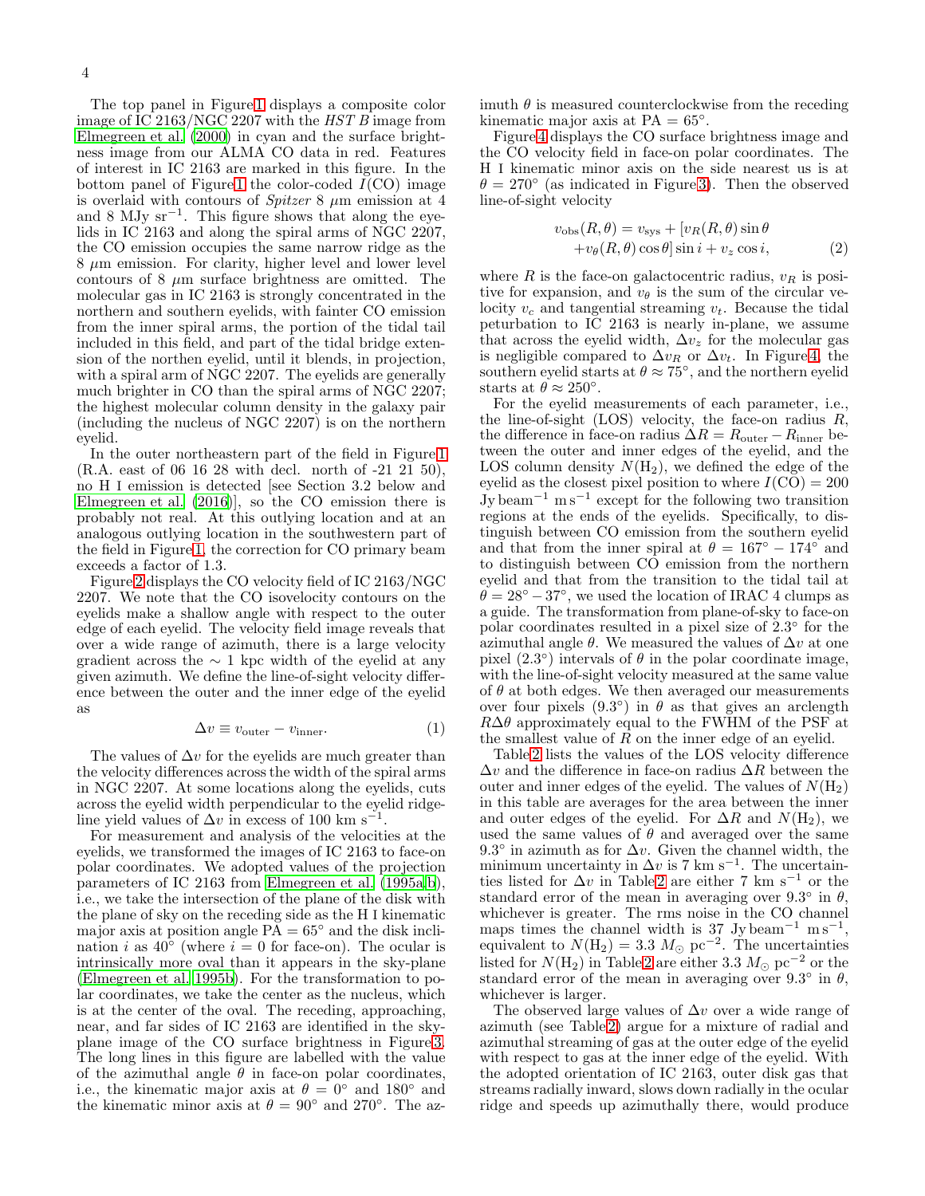The top panel in Figure 1 displays a composite color image of IC 2163/NGC 2207 with the *HST B* image from Elmegreen et al. (2000) in cyan and the surface brightness image from our ALMA CO data in red. Features of interest in IC 2163 are marked in this figure. In the bottom panel of Figure 1 the color-coded $I$(CO) image is overlaid with contours of *Spitzer* 8 $\mu$m emission at 4 and 8 MJy sr$^{-1}$. This figure shows that along the eyelids in IC 2163 and along the spiral arms of NGC 2207, the CO emission occupies the same narrow ridge as the 8 $\mu$m emission. For clarity, higher level and lower level contours of 8 $\mu$m surface brightness are omitted. The molecular gas in IC 2163 is strongly concentrated in the northern and southern eyelids, with fainter CO emission from the inner spiral arms, the portion of the tidal tail included in this field, and part of the tidal bridge extension of the northen eyelid, until it blends, in projection, with a spiral arm of NGC 2207. The eyelids are generally much brighter in CO than the spiral arms of NGC 2207; the highest molecular column density in the galaxy pair (including the nucleus of NGC 2207) is on the northern eyelid.

In the outer northeastern part of the field in Figure 1 (R.A. east of 06 16 28 with decl. north of -21 21 50), no H I emission is detected [see Section 3.2 below and Elmegreen et al. (2016)], so the CO emission there is probably not real. At this outlying location and at an analogous outlying location in the southwestern part of the field in Figure 1, the correction for CO primary beam exceeds a factor of 1.3.

Figure 2 displays the CO velocity field of IC 2163/NGC 2207. We note that the CO isovelocity contours on the eyelids make a shallow angle with respect to the outer edge of each eyelid. The velocity field image reveals that over a wide range of azimuth, there is a large velocity gradient across the $\sim$ 1 kpc width of the eyelid at any given azimuth. We define the line-of-sight velocity difference between the outer and the inner edge of the eyelid as

$$\Delta v \equiv v_{\rm outer} - v_{\rm inner}. \qquad (1)$$

The values of $\Delta v$ for the eyelids are much greater than the velocity differences across the width of the spiral arms in NGC 2207. At some locations along the eyelids, cuts across the eyelid width perpendicular to the eyelid ridgeline yield values of $\Delta v$ in excess of 100 km s$^{-1}$.

For measurement and analysis of the velocities at the eyelids, we transformed the images of IC 2163 to face-on polar coordinates. We adopted values of the projection parameters of IC 2163 from Elmegreen et al. (1995a,b), i.e., we take the intersection of the plane of the disk with the plane of sky on the receding side as the H I kinematic major axis at position angle PA = 65° and the disk inclination $i$ as 40° (where $i = 0$ for face-on). The ocular is intrinsically more oval than it appears in the sky-plane (Elmegreen et al. 1995b). For the transformation to polar coordinates, we take the center as the nucleus, which is at the center of the oval. The receding, approaching, near, and far sides of IC 2163 are identified in the sky-plane image of the CO surface brightness in Figure 3. The long lines in this figure are labelled with the value of the azimuthal angle $\theta$ in face-on polar coordinates, i.e., the kinematic major axis at $\theta = 0°$ and 180° and the kinematic minor axis at $\theta = 90°$ and 270°. The azimuth $\theta$ is measured counterclockwise from the receding kinematic major axis at PA = 65°.

Figure 4 displays the CO surface brightness image and the CO velocity field in face-on polar coordinates. The H I kinematic minor axis on the side nearest us is at $\theta = 270°$ (as indicated in Figure 3). Then the observed line-of-sight velocity

$$v_{\rm obs}(R,\theta) = v_{\rm sys} + [v_R(R,\theta)\sin\theta + v_\theta(R,\theta)\cos\theta]\sin i + v_z \cos i, \qquad (2)$$

where $R$ is the face-on galactocentric radius, $v_R$ is positive for expansion, and $v_\theta$ is the sum of the circular velocity $v_c$ and tangential streaming $v_t$. Because the tidal peturbation to IC 2163 is nearly in-plane, we assume that across the eyelid width, $\Delta v_z$ for the molecular gas is negligible compared to $\Delta v_R$ or $\Delta v_t$. In Figure 4, the southern eyelid starts at $\theta \approx 75°$, and the northern eyelid starts at $\theta \approx 250°$.

For the eyelid measurements of each parameter, i.e., the line-of-sight (LOS) velocity, the face-on radius $R$, the difference in face-on radius $\Delta R = R_{\rm outer} - R_{\rm inner}$ between the outer and inner edges of the eyelid, and the LOS column density $N(\rm H_2)$, we defined the edge of the eyelid as the closest pixel position to where $I(\rm CO) = 200$ Jy beam$^{-1}$ m s$^{-1}$ except for the following two transition regions at the ends of the eyelids. Specifically, to distinguish between CO emission from the southern eyelid and that from the inner spiral at $\theta = 167° - 174°$ and to distinguish between CO emission from the northern eyelid and that from the transition to the tidal tail at $\theta = 28° - 37°$, we used the location of IRAC 4 clumps as a guide. The transformation from plane-of-sky to face-on polar coordinates resulted in a pixel size of 2.3° for the azimuthal angle $\theta$. We measured the values of $\Delta v$ at one pixel (2.3°) intervals of $\theta$ in the polar coordinate image, with the line-of-sight velocity measured at the same value of $\theta$ at both edges. We then averaged our measurements over four pixels (9.3°) in $\theta$ as that gives an arclength $R\Delta\theta$ approximately equal to the FWHM of the PSF at the smallest value of $R$ on the inner edge of an eyelid.

Table 2 lists the values of the LOS velocity difference $\Delta v$ and the difference in face-on radius $\Delta R$ between the outer and inner edges of the eyelid. The values of $N(\rm H_2)$ in this table are averages for the area between the inner and outer edges of the eyelid. For $\Delta R$ and $N(\rm H_2)$, we used the same values of $\theta$ and averaged over the same 9.3° in azimuth as for $\Delta v$. Given the channel width, the minimum uncertainty in $\Delta v$ is 7 km s$^{-1}$. The uncertainties listed for $\Delta v$ in Table 2 are either 7 km s$^{-1}$ or the standard error of the mean in averaging over 9.3° in $\theta$, whichever is greater. The rms noise in the CO channel maps times the channel width is 37 Jy beam$^{-1}$ m s$^{-1}$, equivalent to $N(\rm H_2) = 3.3$ $M_\odot$ pc$^{-2}$. The uncertainties listed for $N(\rm H_2)$ in Table 2 are either 3.3 $M_\odot$ pc$^{-2}$ or the standard error of the mean in averaging over 9.3° in $\theta$, whichever is larger.

The observed large values of $\Delta v$ over a wide range of azimuth (see Table 2) argue for a mixture of radial and azimuthal streaming of gas at the outer edge of the eyelid with respect to gas at the inner edge of the eyelid. With the adopted orientation of IC 2163, outer disk gas that streams radially inward, slows down radially in the ocular ridge and speeds up azimuthally there, would produce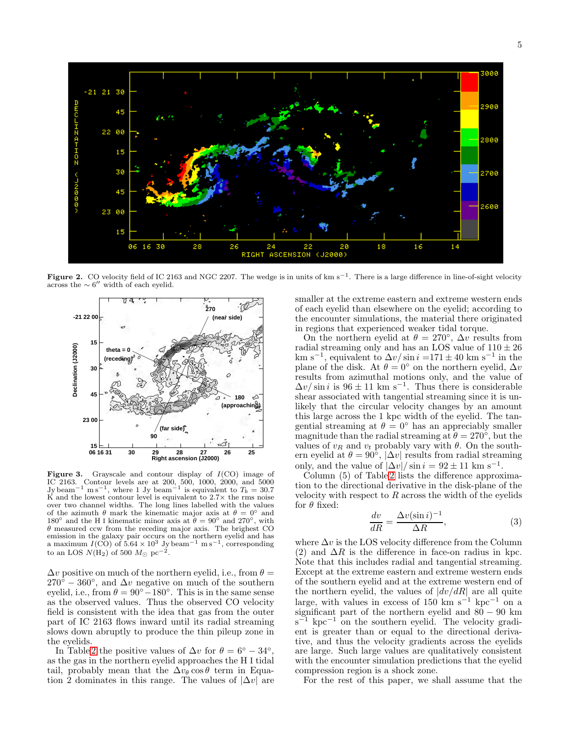**Figure 2.** CO velocity field of IC 2163 and NGC 2207. The wedge is in units of km s$^{-1}$. There is a large difference in line-of-sight velocity across the $\sim 6''$ width of each eyelid.

**Figure 3.** Grayscale and contour display of $I$(CO) image of IC 2163. Contour levels are at 200, 500, 1000, 2000, and 5000 Jy beam$^{-1}$ m s$^{-1}$, where 1 Jy beam$^{-1}$ is equivalent to $T_b$ = 30.7 K and the lowest contour level is equivalent to 2.7× the rms noise over two channel widths. The long lines labelled with the values of the azimuth $\theta$ mark the kinematic major axis at $\theta$ = 0° and 180° and the H I kinematic minor axis at $\theta$ = 90° and 270°, with $\theta$ measured ccw from the receding major axis. The brightest CO emission in the galaxy pair occurs on the northern eyelid and has a maximum $I$(CO) of $5.64 \times 10^3$ Jy beam$^{-1}$ m s$^{-1}$, corresponding to an LOS $N(H_2)$ of 500 $M_\odot$ pc$^{-2}$.

$\Delta v$ positive on much of the northern eyelid, i.e., from $\theta$ = 270° − 360°, and $\Delta v$ negative on much of the southern eyelid, i.e., from $\theta$ = 90° − 180°. This is in the same sense as the observed values. Thus the observed CO velocity field is consistent with the idea that gas from the outer part of IC 2163 flows inward until its radial streaming slows down abruptly to produce the thin pileup zone in the eyelids.

In Table 2 the positive values of $\Delta v$ for $\theta$ = 6° − 34°, as the gas in the northern eyelid approaches the H I tidal tail, probably mean that the $\Delta v_\theta \cos\theta$ term in Equation 2 dominates in this range. The values of $|\Delta v|$ are smaller at the extreme eastern and extreme western ends of each eyelid than elsewhere on the eyelid; according to the encounter simulations, the material there originated in regions that experienced weaker tidal torque.

On the northern eyelid at $\theta$ = 270°, $\Delta v$ results from radial streaming only and has an LOS value of 110 ± 26 km s$^{-1}$, equivalent to $\Delta v/\sin i$ =171 ± 40 km s$^{-1}$ in the plane of the disk. At $\theta$ = 0° on the northern eyelid, $\Delta v$ results from azimuthal motions only, and the value of $\Delta v/\sin i$ is 96 ± 11 km s$^{-1}$. Thus there is considerable shear associated with tangential streaming since it is unlikely that the circular velocity changes by an amount this large across the 1 kpc width of the eyelid. The tangential streaming at $\theta$ = 0° has an appreciably smaller magnitude than the radial streaming at $\theta$ = 270°, but the values of $v_R$ and $v_t$ probably vary with $\theta$. On the southern eyelid at $\theta$ = 90°, $|\Delta v|$ results from radial streaming only, and the value of $|\Delta v|/\sin i$ = 92 ± 11 km s$^{-1}$.

Column (5) of Table 2 lists the difference approximation to the directional derivative in the disk-plane of the velocity with respect to $R$ across the width of the eyelids for $\theta$ fixed:

$$\frac{dv}{dR} = \frac{\Delta v (\sin i)^{-1}}{\Delta R}, \tag{3}$$

where $\Delta v$ is the LOS velocity difference from the Column (2) and $\Delta R$ is the difference in face-on radius in kpc. Note that this includes radial and tangential streaming. Except at the extreme eastern and extreme western ends of the southern eyelid and at the extreme western end of the northern eyelid, the values of $|dv/dR|$ are all quite large, with values in excess of 150 km s$^{-1}$ kpc$^{-1}$ on a significant part of the northern eyelid and 80 − 90 km s$^{-1}$ kpc$^{-1}$ on the southern eyelid. The velocity gradient is greater than or equal to the directional derivative, and thus the velocity gradients across the eyelids are large. Such large values are qualitatively consistent with the encounter simulation predictions that the eyelid compression region is a shock zone.

For the rest of this paper, we shall assume that the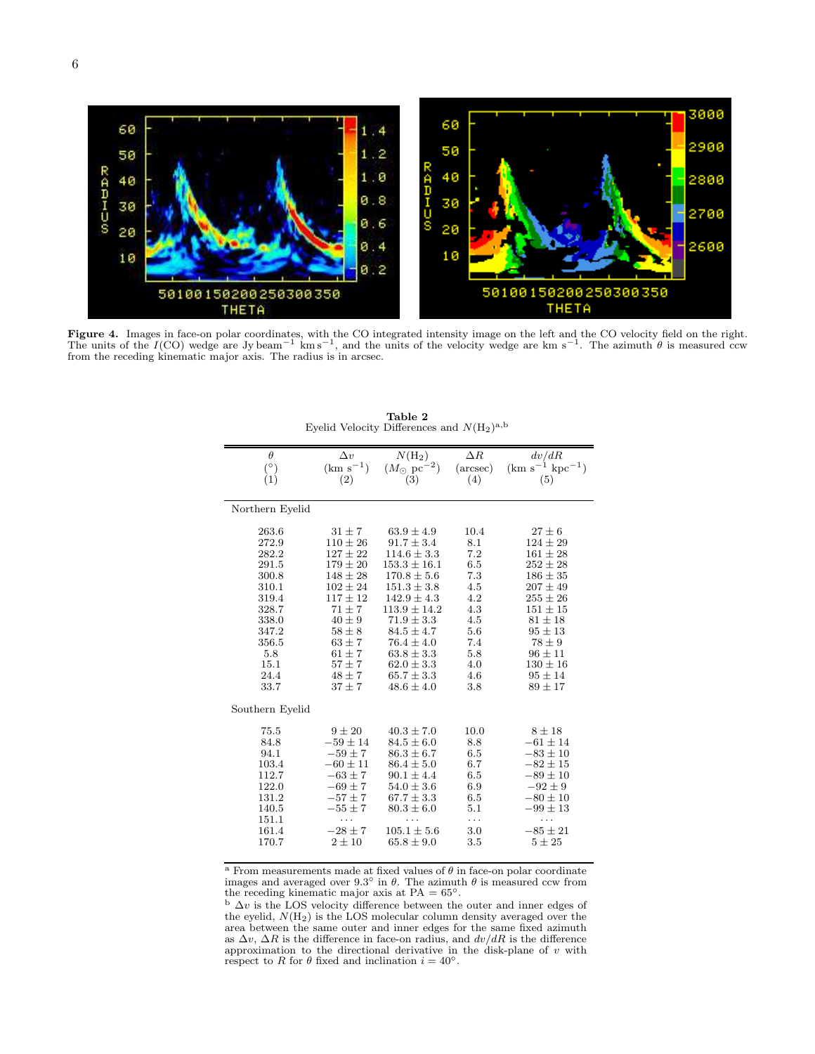**Figure 4.** Images in face-on polar coordinates, with the CO integrated intensity image on the left and the CO velocity field on the right. The units of the $I$(CO) wedge are Jy beam$^{-1}$ km s$^{-1}$, and the units of the velocity wedge are km s$^{-1}$. The azimuth $\theta$ is measured ccw from the receding kinematic major axis. The radius is in arcsec.

**Table 2**
Eyelid Velocity Differences and $N(\mathrm{H_2})$[a,b]

| $\theta$ ($^\circ$) (1) | $\Delta v$ (km s$^{-1}$) (2) | $N(\mathrm{H_2})$ ($M_\odot$ pc$^{-2}$) (3) | $\Delta R$ (arcsec) (4) | $dv/dR$ (km s$^{-1}$ kpc$^{-1}$) (5) |
|---|---|---|---|---|
| Northern Eyelid | | | | |
| 263.6 | $31 \pm 7$ | $63.9 \pm 4.9$ | 10.4 | $27 \pm 6$ |
| 272.9 | $110 \pm 26$ | $91.7 \pm 3.4$ | 8.1 | $124 \pm 29$ |
| 282.2 | $127 \pm 22$ | $114.6 \pm 3.3$ | 7.2 | $161 \pm 28$ |
| 291.5 | $179 \pm 20$ | $153.3 \pm 16.1$ | 6.5 | $252 \pm 28$ |
| 300.8 | $148 \pm 28$ | $170.8 \pm 5.6$ | 7.3 | $186 \pm 35$ |
| 310.1 | $102 \pm 24$ | $151.3 \pm 3.8$ | 4.5 | $207 \pm 49$ |
| 319.4 | $117 \pm 12$ | $142.9 \pm 4.3$ | 4.2 | $255 \pm 26$ |
| 328.7 | $71 \pm 7$ | $113.9 \pm 14.2$ | 4.3 | $151 \pm 15$ |
| 338.0 | $40 \pm 9$ | $71.9 \pm 3.3$ | 4.5 | $81 \pm 18$ |
| 347.2 | $58 \pm 8$ | $84.5 \pm 4.7$ | 5.6 | $95 \pm 13$ |
| 356.5 | $63 \pm 7$ | $76.4 \pm 4.0$ | 7.4 | $78 \pm 9$ |
| 5.8 | $61 \pm 7$ | $63.8 \pm 3.3$ | 5.8 | $96 \pm 11$ |
| 15.1 | $57 \pm 7$ | $62.0 \pm 3.3$ | 4.0 | $130 \pm 16$ |
| 24.4 | $48 \pm 7$ | $65.7 \pm 3.3$ | 4.6 | $95 \pm 14$ |
| 33.7 | $37 \pm 7$ | $48.6 \pm 4.0$ | 3.8 | $89 \pm 17$ |
| Southern Eyelid | | | | |
| 75.5 | $9 \pm 20$ | $40.3 \pm 7.0$ | 10.0 | $8 \pm 18$ |
| 84.8 | $-59 \pm 14$ | $84.5 \pm 6.0$ | 8.8 | $-61 \pm 14$ |
| 94.1 | $-59 \pm 7$ | $86.3 \pm 6.7$ | 6.5 | $-83 \pm 10$ |
| 103.4 | $-60 \pm 11$ | $86.4 \pm 5.0$ | 6.7 | $-82 \pm 15$ |
| 112.7 | $-63 \pm 7$ | $90.1 \pm 4.4$ | 6.5 | $-89 \pm 10$ |
| 122.0 | $-69 \pm 7$ | $54.0 \pm 3.6$ | 6.9 | $-92 \pm 9$ |
| 131.2 | $-57 \pm 7$ | $67.7 \pm 3.3$ | 6.5 | $-80 \pm 10$ |
| 140.5 | $-55 \pm 7$ | $80.3 \pm 6.0$ | 5.1 | $-99 \pm 13$ |
| 151.1 | ... | ... | ... | ... |
| 161.4 | $-28 \pm 7$ | $105.1 \pm 5.6$ | 3.0 | $-85 \pm 21$ |
| 170.7 | $2 \pm 10$ | $65.8 \pm 9.0$ | 3.5 | $5 \pm 25$ |

[a] From measurements made at fixed values of $\theta$ in face-on polar coordinate images and averaged over 9.3$^\circ$ in $\theta$. The azimuth $\theta$ is measured ccw from the receding kinematic major axis at PA = 65$^\circ$.

[b] $\Delta v$ is the LOS velocity difference between the outer and inner edges of the eyelid, $N(\mathrm{H_2})$ is the LOS molecular column density averaged over the area between the same outer and inner edges for the same fixed azimuth as $\Delta v$, $\Delta R$ is the difference in face-on radius, and $dv/dR$ is the difference approximation to the directional derivative in the disk-plane of $v$ with respect to $R$ for $\theta$ fixed and inclination $i = 40^\circ$.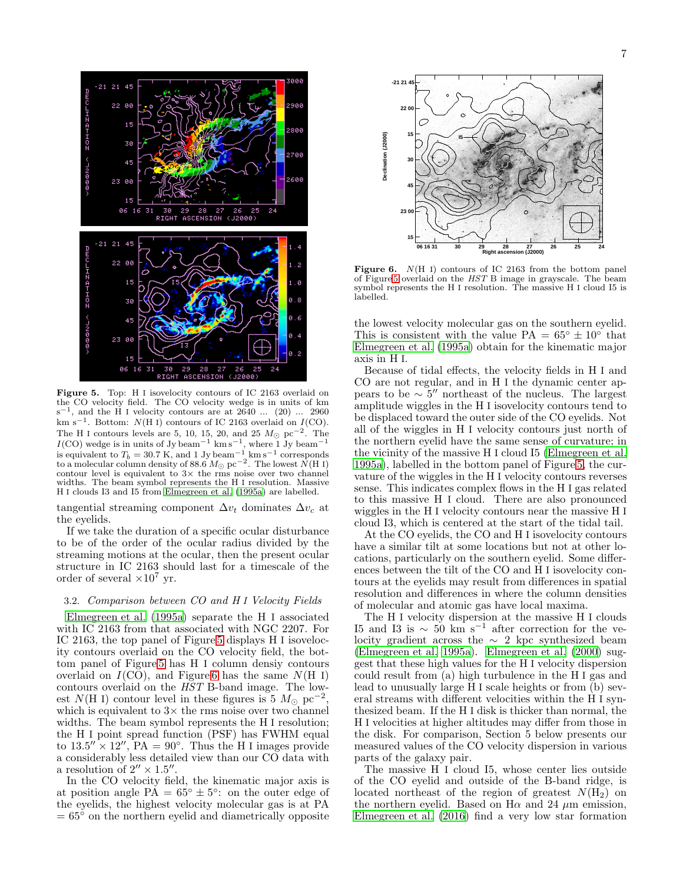**Figure 5.** Top: H I isovelocity contours of IC 2163 overlaid on the CO velocity field. The CO velocity wedge is in units of km s$^{-1}$, and the H I velocity contours are at 2640 ... (20) ... 2960 km s$^{-1}$. Bottom: $N$(H I) contours of IC 2163 overlaid on $I$(CO). The H I contours levels are 5, 10, 15, 20, and 25 $M_{\odot}$ pc$^{-2}$. The $I$(CO) wedge is in units of Jy beam$^{-1}$ km s$^{-1}$, where 1 Jy beam$^{-1}$ is equivalent to $T_b$ = 30.7 K, and 1 Jy beam$^{-1}$ km s$^{-1}$ corresponds to a molecular column density of 88.6 $M_{\odot}$ pc$^{-2}$. The lowest $N$(H I) contour level is equivalent to 3× the rms noise over two channel widths. The beam symbol represents the H I resolution. Massive H I clouds I3 and I5 from Elmegreen et al. (1995a) are labelled.

tangential streaming component $\Delta v_t$ dominates $\Delta v_c$ at the eyelids.

If we take the duration of a specific ocular disturbance to be of the order of the ocular radius divided by the streaming motions at the ocular, then the present ocular structure in IC 2163 should last for a timescale of the order of several $\times 10^7$ yr.

### 3.2. *Comparison between CO and H I Velocity Fields*

Elmegreen et al. (1995a) separate the H I associated with IC 2163 from that associated with NGC 2207. For IC 2163, the top panel of Figure 5 displays H I isovelocity contours overlaid on the CO velocity field, the bottom panel of Figure 5 has H I column densiy contours overlaid on $I$(CO), and Figure 6 has the same $N$(H I) contours overlaid on the *HST* B-band image. The lowest $N$(H I) contour level in these figures is 5 $M_{\odot}$ pc$^{-2}$, which is equivalent to 3× the rms noise over two channel widths. The beam symbol represents the H I resolution; the H I point spread function (PSF) has FWHM equal to $13.5'' \times 12''$, PA = 90°. Thus the H I images provide a considerably less detailed view than our CO data with a resolution of $2'' \times 1.5''$.

In the CO velocity field, the kinematic major axis is at position angle PA = 65° ± 5°: on the outer edge of the eyelids, the highest velocity molecular gas is at PA = 65° on the northern eyelid and diametrically opposite

**Figure 6.** $N$(H I) contours of IC 2163 from the bottom panel of Figure 5 overlaid on the *HST* B image in grayscale. The beam symbol represents the H I resolution. The massive H I cloud I5 is labelled.

the lowest velocity molecular gas on the southern eyelid. This is consistent with the value PA = 65° ± 10° that Elmegreen et al. (1995a) obtain for the kinematic major axis in H I.

Because of tidal effects, the velocity fields in H I and CO are not regular, and in H I the dynamic center appears to be ∼ 5″ northeast of the nucleus. The largest amplitude wiggles in the H I isovelocity contours tend to be displaced toward the outer side of the CO eyelids. Not all of the wiggles in H I velocity contours just north of the northern eyelid have the same sense of curvature; in the vicinity of the massive H I cloud I5 (Elmegreen et al. 1995a), labelled in the bottom panel of Figure 5, the curvature of the wiggles in the H I velocity contours reverses sense. This indicates complex flows in the H I gas related to this massive H I cloud. There are also pronounced wiggles in the H I velocity contours near the massive H I cloud I3, which is centered at the start of the tidal tail.

At the CO eyelids, the CO and H I isovelocity contours have a similar tilt at some locations but not at other locations, particularly on the southern eyelid. Some differences between the tilt of the CO and H I isovelocity contours at the eyelids may result from differences in spatial resolution and differences in where the column densities of molecular and atomic gas have local maxima.

The H I velocity dispersion at the massive H I clouds I5 and I3 is ∼ 50 km s$^{-1}$ after correction for the velocity gradient across the ∼ 2 kpc synthesized beam (Elmegreen et al. 1995a). Elmegreen et al. (2000) suggest that these high values for the H I velocity dispersion could result from (a) high turbulence in the H I gas and lead to unusually large H I scale heights or from (b) several streams with different velocities within the H I synthesized beam. If the H I disk is thicker than normal, the H I velocities at higher altitudes may differ from those in the disk. For comparison, Section 5 below presents our measured values of the CO velocity dispersion in various parts of the galaxy pair.

The massive H I cloud I5, whose center lies outside of the CO eyelid and outside of the B-band ridge, is located northeast of the region of greatest $N(H_2)$ on the northern eyelid. Based on H$\alpha$ and 24 $\mu$m emission, Elmegreen et al. (2016) find a very low star formation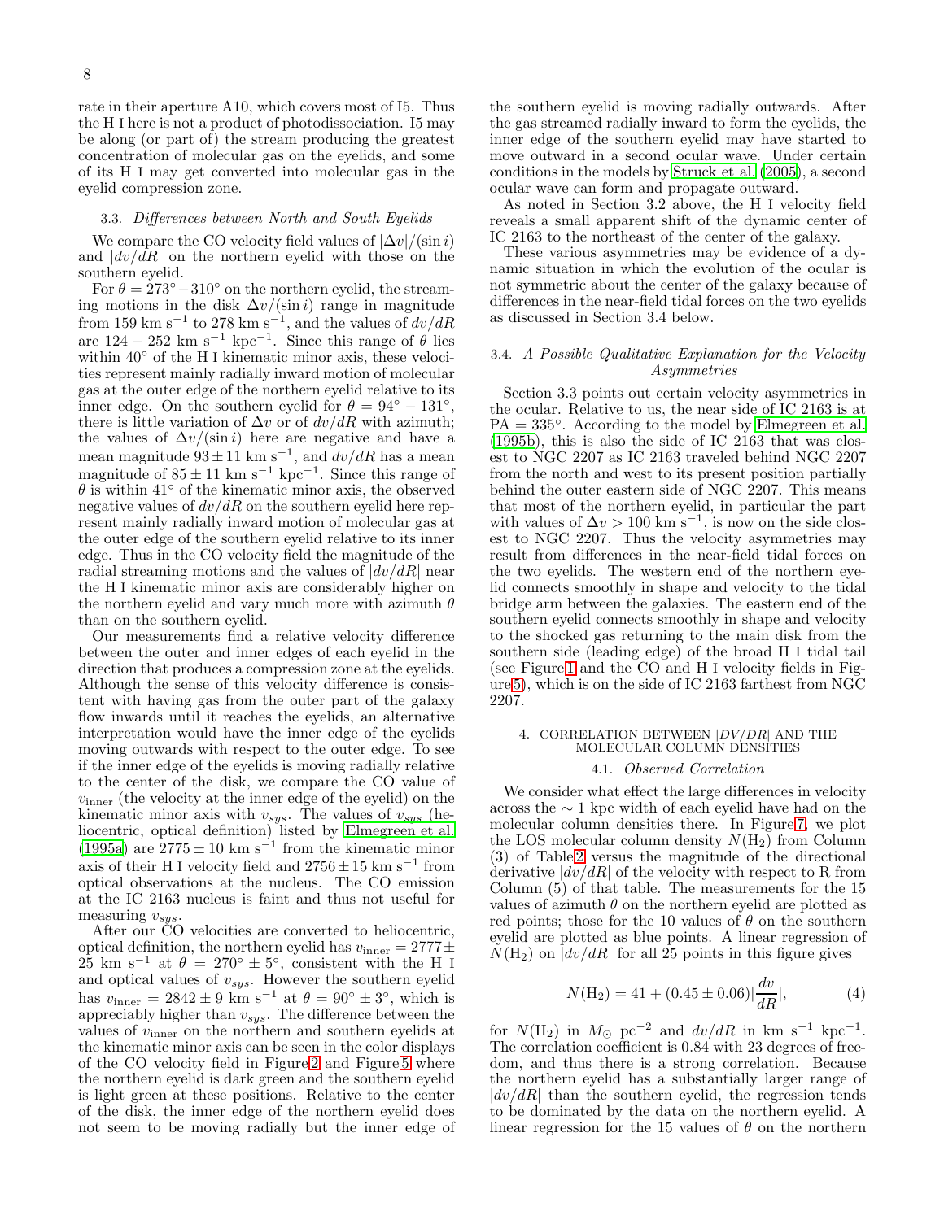rate in their aperture A10, which covers most of I5. Thus the H I here is not a product of photodissociation. I5 may be along (or part of) the stream producing the greatest concentration of molecular gas on the eyelids, and some of its H I may get converted into molecular gas in the eyelid compression zone.

### 3.3. *Differences between North and South Eyelids*

We compare the CO velocity field values of $|\Delta v|/(\sin i)$ and $|dv/dR|$ on the northern eyelid with those on the southern eyelid.

For $\theta = 273^\circ - 310^\circ$ on the northern eyelid, the streaming motions in the disk $\Delta v/(\sin i)$ range in magnitude from 159 km s$^{-1}$ to 278 km s$^{-1}$, and the values of $dv/dR$ are $124 - 252$ km s$^{-1}$ kpc$^{-1}$. Since this range of $\theta$ lies within 40° of the H I kinematic minor axis, these velocities represent mainly radially inward motion of molecular gas at the outer edge of the northern eyelid relative to its inner edge. On the southern eyelid for $\theta = 94^\circ - 131^\circ$, there is little variation of $\Delta v$ or of $dv/dR$ with azimuth; the values of $\Delta v/(\sin i)$ here are negative and have a mean magnitude $93 \pm 11$ km s$^{-1}$, and $dv/dR$ has a mean magnitude of $85 \pm 11$ km s$^{-1}$ kpc$^{-1}$. Since this range of $\theta$ is within 41° of the kinematic minor axis, the observed negative values of $dv/dR$ on the southern eyelid here represent mainly radially inward motion of molecular gas at the outer edge of the southern eyelid relative to its inner edge. Thus in the CO velocity field the magnitude of the radial streaming motions and the values of $|dv/dR|$ near the H I kinematic minor axis are considerably higher on the northern eyelid and vary much more with azimuth $\theta$ than on the southern eyelid.

Our measurements find a relative velocity difference between the outer and inner edges of each eyelid in the direction that produces a compression zone at the eyelids. Although the sense of this velocity difference is consistent with having gas from the outer part of the galaxy flow inwards until it reaches the eyelids, an alternative interpretation would have the inner edge of the eyelids moving outwards with respect to the outer edge. To see if the inner edge of the eyelids is moving radially relative to the center of the disk, we compare the CO value of $v_{\rm inner}$ (the velocity at the inner edge of the eyelid) on the kinematic minor axis with $v_{sys}$. The values of $v_{sys}$ (heliocentric, optical definition) listed by Elmegreen et al. (1995a) are $2775 \pm 10$ km s$^{-1}$ from the kinematic minor axis of their H I velocity field and $2756 \pm 15$ km s$^{-1}$ from optical observations at the nucleus. The CO emission at the IC 2163 nucleus is faint and thus not useful for measuring $v_{sys}$.

After our CO velocities are converted to heliocentric, optical definition, the northern eyelid has $v_{\rm inner} = 2777 \pm 25$ km s$^{-1}$ at $\theta = 270^\circ \pm 5^\circ$, consistent with the H I and optical values of $v_{sys}$. However the southern eyelid has $v_{\rm inner} = 2842 \pm 9$ km s$^{-1}$ at $\theta = 90^\circ \pm 3^\circ$, which is appreciably higher than $v_{sys}$. The difference between the values of $v_{\rm inner}$ on the northern and southern eyelids at the kinematic minor axis can be seen in the color displays of the CO velocity field in Figure 2 and Figure 5 where the northern eyelid is dark green and the southern eyelid is light green at these positions. Relative to the center of the disk, the inner edge of the northern eyelid does not seem to be moving radially but the inner edge of the southern eyelid is moving radially outwards. After the gas streamed radially inward to form the eyelids, the inner edge of the southern eyelid may have started to move outward in a second ocular wave. Under certain conditions in the models by Struck et al. (2005), a second ocular wave can form and propagate outward.

As noted in Section 3.2 above, the H I velocity field reveals a small apparent shift of the dynamic center of IC 2163 to the northeast of the center of the galaxy.

These various asymmetries may be evidence of a dynamic situation in which the evolution of the ocular is not symmetric about the center of the galaxy because of differences in the near-field tidal forces on the two eyelids as discussed in Section 3.4 below.

### 3.4. *A Possible Qualitative Explanation for the Velocity Asymmetries*

Section 3.3 points out certain velocity asymmetries in the ocular. Relative to us, the near side of IC 2163 is at PA = 335°. According to the model by Elmegreen et al. (1995b), this is also the side of IC 2163 that was closest to NGC 2207 as IC 2163 traveled behind NGC 2207 from the north and west to its present position partially behind the outer eastern side of NGC 2207. This means that most of the northern eyelid, in particular the part with values of $\Delta v > 100$ km s$^{-1}$, is now on the side closest to NGC 2207. Thus the velocity asymmetries may result from differences in the near-field tidal forces on the two eyelids. The western end of the northern eyelid connects smoothly in shape and velocity to the tidal bridge arm between the galaxies. The eastern end of the southern eyelid connects smoothly in shape and velocity to the shocked gas returning to the main disk from the southern side (leading edge) of the broad H I tidal tail (see Figure 1 and the CO and H I velocity fields in Figure 5), which is on the side of IC 2163 farthest from NGC 2207.

## 4. CORRELATION BETWEEN $|DV/DR|$ AND THE MOLECULAR COLUMN DENSITIES

### 4.1. *Observed Correlation*

We consider what effect the large differences in velocity across the ~ 1 kpc width of each eyelid have had on the molecular column densities there. In Figure 7, we plot the LOS molecular column density $N(\rm H_2)$ from Column (3) of Table 2 versus the magnitude of the directional derivative $|dv/dR|$ of the velocity with respect to R from Column (5) of that table. The measurements for the 15 values of azimuth $\theta$ on the northern eyelid are plotted as red points; those for the 10 values of $\theta$ on the southern eyelid are plotted as blue points. A linear regression of $N(\rm H_2)$ on $|dv/dR|$ for all 25 points in this figure gives

$$N(\mathrm{H_2}) = 41 + (0.45 \pm 0.06)|\frac{dv}{dR}|, \qquad (4)$$

for $N(\rm H_2)$ in $M_\odot$ pc$^{-2}$ and $dv/dR$ in km s$^{-1}$ kpc$^{-1}$. The correlation coefficient is 0.84 with 23 degrees of freedom, and thus there is a strong correlation. Because the northern eyelid has a substantially larger range of $|dv/dR|$ than the southern eyelid, the regression tends to be dominated by the data on the northern eyelid. A linear regression for the 15 values of $\theta$ on the northern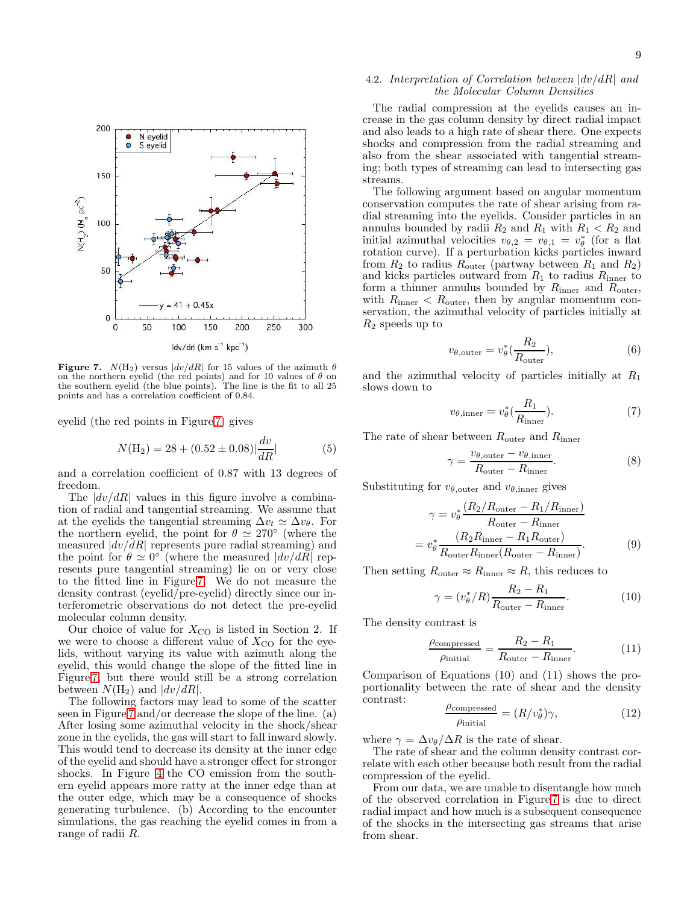**Figure 7.** $N(\mathrm{H_2})$ versus $|dv/dR|$ for 15 values of the azimuth $\theta$ on the northern eyelid (the red points) and for 10 values of $\theta$ on the southern eyelid (the blue points). The line is the fit to all 25 points and has a correlation coefficient of 0.84.

eyelid (the red points in Figure 7) gives

$$N(\mathrm{H_2}) = 28 + (0.52 \pm 0.08)|\frac{dv}{dR}| \tag{5}$$

and a correlation coefficient of 0.87 with 13 degrees of freedom.

The $|dv/dR|$ values in this figure involve a combination of radial and tangential streaming. We assume that at the eyelids the tangential streaming $\Delta v_t \simeq \Delta v_\theta$. For the northern eyelid, the point for $\theta \simeq 270°$ (where the measured $|dv/dR|$ represents pure radial streaming) and the point for $\theta \simeq 0°$ (where the measured $|dv/dR|$ represents pure tangential streaming) lie on or very close to the fitted line in Figure 7. We do not measure the density contrast (eyelid/pre-eyelid) directly since our interferometric observations do not detect the pre-eyelid molecular column density.

Our choice of value for $X_{\rm CO}$ is listed in Section 2. If we were to choose a different value of $X_{\rm CO}$ for the eyelids, without varying its value with azimuth along the eyelid, this would change the slope of the fitted line in Figure 7 but there would still be a strong correlation between $N(\mathrm{H_2})$ and $|dv/dR|$.

The following factors may lead to some of the scatter seen in Figure 7 and/or decrease the slope of the line. (a) After losing some azimuthal velocity in the shock/shear zone in the eyelids, the gas will start to fall inward slowly. This would tend to decrease its density at the inner edge of the eyelid and should have a stronger effect for stronger shocks. In Figure 4 the CO emission from the southern eyelid appears more ratty at the inner edge than at the outer edge, which may be a consequence of shocks generating turbulence. (b) According to the encounter simulations, the gas reaching the eyelid comes in from a range of radii $R$.

### 4.2. *Interpretation of Correlation between $|dv/dR|$ and the Molecular Column Densities*

The radial compression at the eyelids causes an increase in the gas column density by direct radial impact and also leads to a high rate of shear there. One expects shocks and compression from the radial streaming and also from the shear associated with tangential streaming; both types of streaming can lead to intersecting gas streams.

The following argument based on angular momentum conservation computes the rate of shear arising from radial streaming into the eyelids. Consider particles in an annulus bounded by radii $R_2$ and $R_1$ with $R_1 < R_2$ and initial azimuthal velocities $v_{\theta,2} = v_{\theta,1} = v_\theta^*$ (for a flat rotation curve). If a perturbation kicks particles inward from $R_2$ to radius $R_{\rm outer}$ (partway between $R_1$ and $R_2$) and kicks particles outward from $R_1$ to radius $R_{\rm inner}$ to form a thinner annulus bounded by $R_{\rm inner}$ and $R_{\rm outer}$, with $R_{\rm inner} < R_{\rm outer}$, then by angular momentum conservation, the azimuthal velocity of particles initially at $R_2$ speeds up to

$$v_{\theta,\rm outer} = v_\theta^*(\frac{R_2}{R_{\rm outer}}), \tag{6}$$

and the azimuthal velocity of particles initially at $R_1$ slows down to

$$v_{\theta,\rm inner} = v_\theta^*(\frac{R_1}{R_{\rm inner}}). \tag{7}$$

The rate of shear between $R_{\rm outer}$ and $R_{\rm inner}$

$$\gamma = \frac{v_{\theta,\rm outer} - v_{\theta,\rm inner}}{R_{\rm outer} - R_{\rm inner}}. \tag{8}$$

Substituting for $v_{\theta,\rm outer}$ and $v_{\theta,\rm inner}$ gives

$$\begin{aligned}\gamma &= v_\theta^* \frac{(R_2/R_{\rm outer} - R_1/R_{\rm inner})}{R_{\rm outer} - R_{\rm inner}} \\ &= v_\theta^* \frac{(R_2 R_{\rm inner} - R_1 R_{\rm outer})}{R_{\rm outer} R_{\rm inner}(R_{\rm outer} - R_{\rm inner})}.\end{aligned} \tag{9}$$

Then setting $R_{\rm outer} \approx R_{\rm inner} \approx R$, this reduces to

$$\gamma = (v_\theta^*/R)\frac{R_2 - R_1}{R_{\rm outer} - R_{\rm inner}}. \tag{10}$$

The density contrast is

$$\frac{\rho_{\rm compressed}}{\rho_{\rm initial}} = \frac{R_2 - R_1}{R_{\rm outer} - R_{\rm inner}}. \tag{11}$$

Comparison of Equations (10) and (11) shows the proportionality between the rate of shear and the density contrast:

$$\frac{\rho_{\rm compressed}}{\rho_{\rm initial}} = (R/v_\theta^*)\gamma, \tag{12}$$

where $\gamma = \Delta v_\theta / \Delta R$ is the rate of shear.

The rate of shear and the column density contrast correlate with each other because both result from the radial compression of the eyelid.

From our data, we are unable to disentangle how much of the observed correlation in Figure 7 is due to direct radial impact and how much is a subsequent consequence of the shocks in the intersecting gas streams that arise from shear.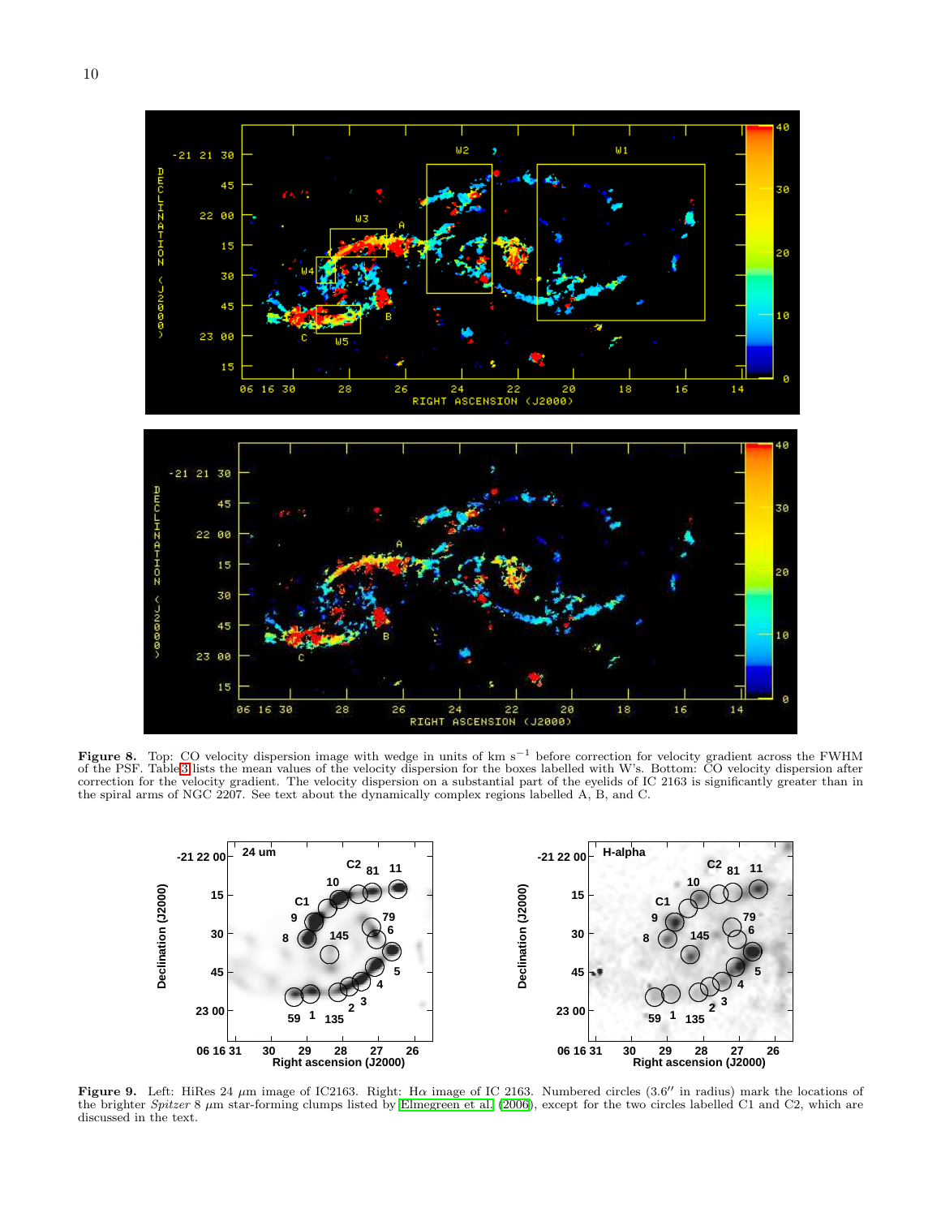**Figure 8.** Top: CO velocity dispersion image with wedge in units of km s$^{-1}$ before correction for velocity gradient across the FWHM of the PSF. Table 3 lists the mean values of the velocity dispersion for the boxes labelled with W's. Bottom: CO velocity dispersion after correction for the velocity gradient. The velocity dispersion on a substantial part of the eyelids of IC 2163 is significantly greater than in the spiral arms of NGC 2207. See text about the dynamically complex regions labelled A, B, and C.

**Figure 9.** Left: HiRes 24 $\mu$m image of IC2163. Right: H$\alpha$ image of IC 2163. Numbered circles (3.6″ in radius) mark the locations of the brighter *Spitzer* 8 $\mu$m star-forming clumps listed by Elmegreen et al. (2006), except for the two circles labelled C1 and C2, which are discussed in the text.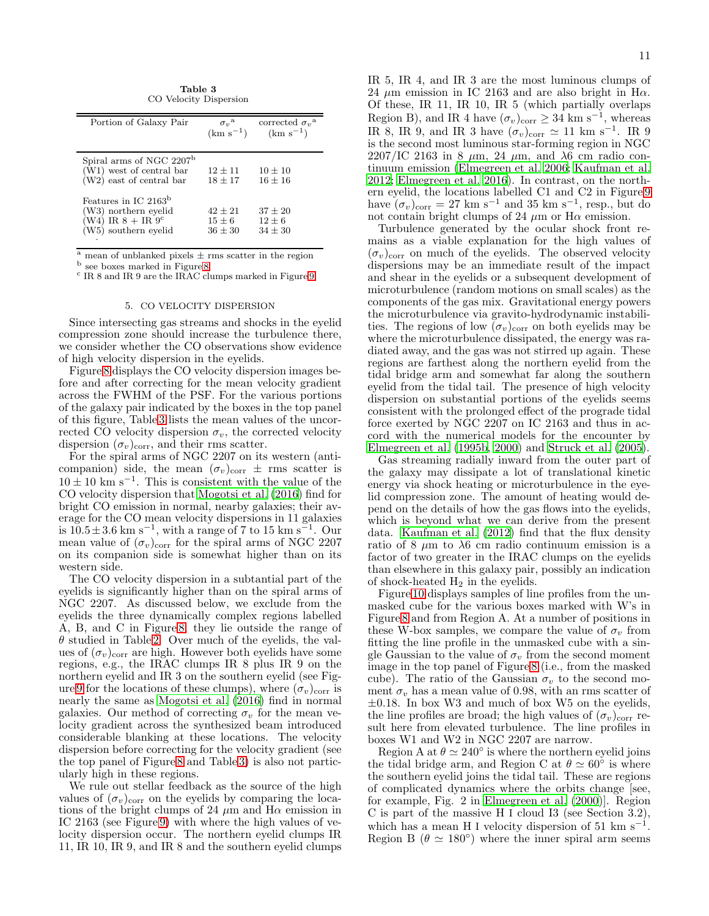**Table 3**
CO Velocity Dispersion

| Portion of Galaxy Pair | $\sigma_v$[a] (km s$^{-1}$) | corrected $\sigma_v$[a] (km s$^{-1}$) |
|---|---|---|
| Spiral arms of NGC 2207[b] | | |
| (W1) west of central bar | $12 \pm 11$ | $10 \pm 10$ |
| (W2) east of central bar | $18 \pm 17$ | $16 \pm 16$ |
| Features in IC 2163[b] | | |
| (W3) northern eyelid | $42 \pm 21$ | $37 \pm 20$ |
| (W4) IR 8 + IR 9[c] | $15 \pm 6$ | $12 \pm 6$ |
| (W5) southern eyelid | $36 \pm 30$ | $34 \pm 30$ |

[a] mean of unblanked pixels ± rms scatter in the region
[b] see boxes marked in Figure 8
[c] IR 8 and IR 9 are the IRAC clumps marked in Figure 9

## 5. CO VELOCITY DISPERSION

Since intersecting gas streams and shocks in the eyelid compression zone should increase the turbulence there, we consider whether the CO observations show evidence of high velocity dispersion in the eyelids.

Figure 8 displays the CO velocity dispersion images before and after correcting for the mean velocity gradient across the FWHM of the PSF. For the various portions of the galaxy pair indicated by the boxes in the top panel of this figure, Table 3 lists the mean values of the uncorrected CO velocity dispersion $\sigma_v$, the corrected velocity dispersion $(\sigma_v)_{\rm corr}$, and their rms scatter.

For the spiral arms of NGC 2207 on its western (anti-companion) side, the mean $(\sigma_v)_{\rm corr}$ ± rms scatter is $10 \pm 10$ km s$^{-1}$. This is consistent with the value of the CO velocity dispersion that Mogotsi et al. (2016) find for bright CO emission in normal, nearby galaxies; their average for the CO mean velocity dispersions in 11 galaxies is $10.5 \pm 3.6$ km s$^{-1}$, with a range of 7 to 15 km s$^{-1}$. Our mean value of $(\sigma_v)_{\rm corr}$ for the spiral arms of NGC 2207 on its companion side is somewhat higher than on its western side.

The CO velocity dispersion in a subtantial part of the eyelids is significantly higher than on the spiral arms of NGC 2207. As discussed below, we exclude from the eyelids the three dynamically complex regions labelled A, B, and C in Figure 8; they lie outside the range of $\theta$ studied in Table 2. Over much of the eyelids, the values of $(\sigma_v)_{\rm corr}$ are high. However both eyelids have some regions, e.g., the IRAC clumps IR 8 plus IR 9 on the northern eyelid and IR 3 on the southern eyelid (see Figure 9 for the locations of these clumps), where $(\sigma_v)_{\rm corr}$ is nearly the same as Mogotsi et al. (2016) find in normal galaxies. Our method of correcting $\sigma_v$ for the mean velocity gradient across the synthesized beam introduced considerable blanking at these locations. The velocity dispersion before correcting for the velocity gradient (see the top panel of Figure 8 and Table 3) is also not particularly high in these regions.

We rule out stellar feedback as the source of the high values of $(\sigma_v)_{\rm corr}$ on the eyelids by comparing the locations of the bright clumps of 24 $\mu$m and H$\alpha$ emission in IC 2163 (see Figure 9) with where the high values of velocity dispersion occur. The northern eyelid clumps IR 11, IR 10, IR 9, and IR 8 and the southern eyelid clumps IR 5, IR 4, and IR 3 are the most luminous clumps of 24 $\mu$m emission in IC 2163 and are also bright in H$\alpha$. Of these, IR 11, IR 10, IR 5 (which partially overlaps Region B), and IR 4 have $(\sigma_v)_{\rm corr} \geq 34$ km s$^{-1}$, whereas IR 8, IR 9, and IR 3 have $(\sigma_v)_{\rm corr} \simeq 11$ km s$^{-1}$. IR 9 is the second most luminous star-forming region in NGC 2207/IC 2163 in 8 $\mu$m, 24 $\mu$m, and $\lambda$6 cm radio continuum emission (Elmegreen et al. 2006; Kaufman et al. 2012; Elmegreen et al. 2016). In contrast, on the northern eyelid, the locations labelled C1 and C2 in Figure 9 have $(\sigma_v)_{\rm corr} = 27$ km s$^{-1}$ and 35 km s$^{-1}$, resp., but do not contain bright clumps of 24 $\mu$m or H$\alpha$ emission.

Turbulence generated by the ocular shock front remains as a viable explanation for the high values of $(\sigma_v)_{\rm corr}$ on much of the eyelids. The observed velocity dispersions may be an immediate result of the impact and shear in the eyelids or a subsequent development of microturbulence (random motions on small scales) as the components of the gas mix. Gravitational energy powers the microturbulence via gravito-hydrodynamic instabilities. The regions of low $(\sigma_v)_{\rm corr}$ on both eyelids may be where the microturbulence dissipated, the energy was radiated away, and the gas was not stirred up again. These regions are farthest along the northern eyelid from the tidal bridge arm and somewhat far along the southern eyelid from the tidal tail. The presence of high velocity dispersion on substantial portions of the eyelids seems consistent with the prolonged effect of the prograde tidal force exerted by NGC 2207 on IC 2163 and thus in accord with the numerical models for the encounter by Elmegreen et al. (1995b, 2000) and Struck et al. (2005).

Gas streaming radially inward from the outer part of the galaxy may dissipate a lot of translational kinetic energy via shock heating or microturbulence in the eyelid compression zone. The amount of heating would depend on the details of how the gas flows into the eyelids, which is beyond what we can derive from the present data. Kaufman et al. (2012) find that the flux density ratio of 8 $\mu$m to $\lambda$6 cm radio continuum emission is a factor of two greater in the IRAC clumps on the eyelids than elsewhere in this galaxy pair, possibly an indication of shock-heated $H_2$ in the eyelids.

Figure 10 displays samples of line profiles from the unmasked cube for the various boxes marked with W's in Figure 8 and from Region A. At a number of positions in these W-box samples, we compare the value of $\sigma_v$ from fitting the line profile in the unmasked cube with a single Gaussian to the value of $\sigma_v$ from the second moment image in the top panel of Figure 8 (i.e., from the masked cube). The ratio of the Gaussian $\sigma_v$ to the second moment $\sigma_v$ has a mean value of 0.98, with an rms scatter of $\pm 0.18$. In box W3 and much of box W5 on the eyelids, the line profiles are broad; the high values of $(\sigma_v)_{\rm corr}$ result here from elevated turbulence. The line profiles in boxes W1 and W2 in NGC 2207 are narrow.

Region A at $\theta \simeq 240°$ is where the northern eyelid joins the tidal bridge arm, and Region C at $\theta \simeq 60°$ is where the southern eyelid joins the tidal tail. These are regions of complicated dynamics where the orbits change [see, for example, Fig. 2 in Elmegreen et al. (2000)]. Region C is part of the massive H I cloud I3 (see Section 3.2), which has a mean H I velocity dispersion of 51 km s$^{-1}$. Region B ($\theta \simeq 180°$) where the inner spiral arm seems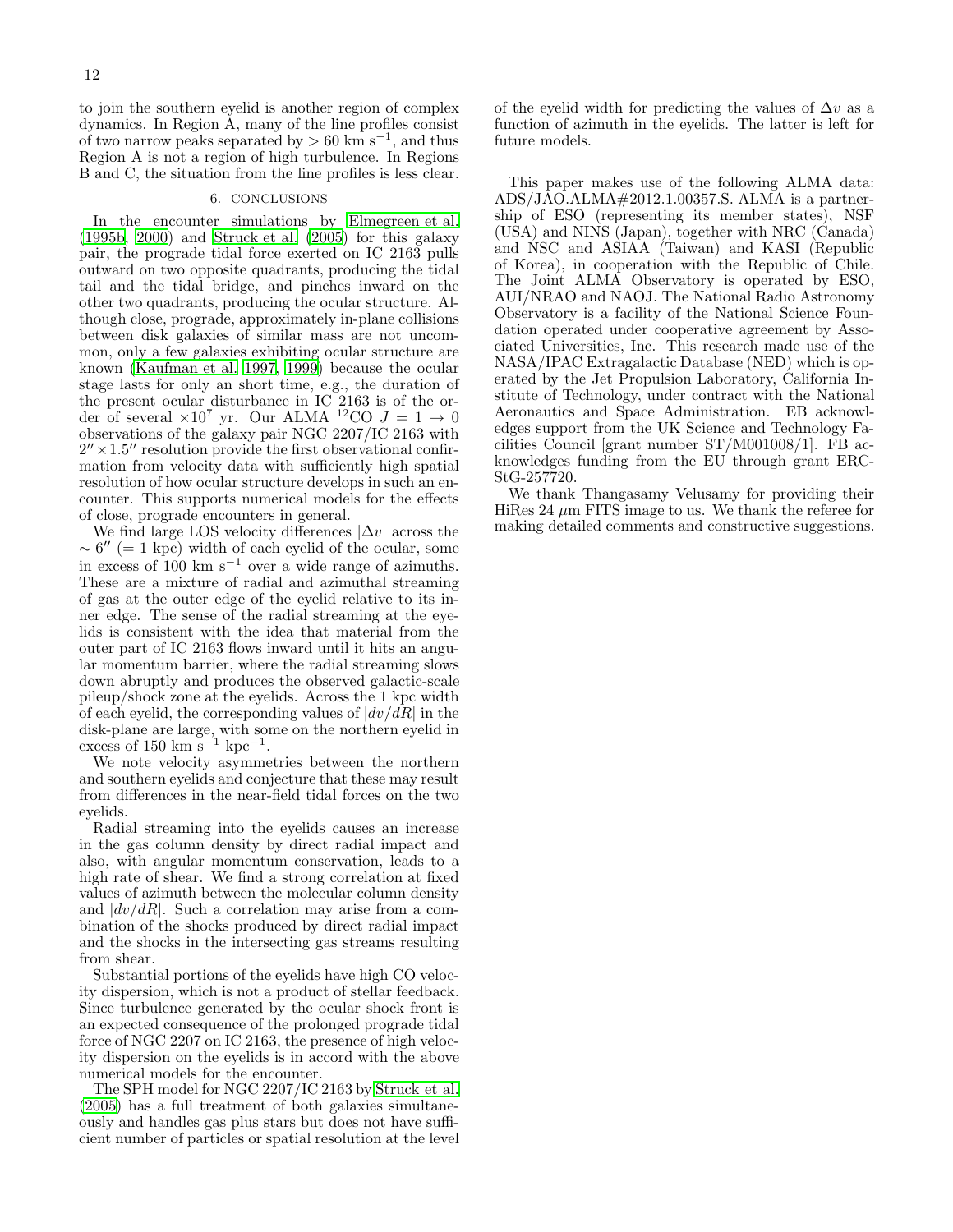to join the southern eyelid is another region of complex dynamics. In Region A, many of the line profiles consist of two narrow peaks separated by $> 60$ km s$^{-1}$, and thus Region A is not a region of high turbulence. In Regions B and C, the situation from the line profiles is less clear.

## 6. CONCLUSIONS

In the encounter simulations by Elmegreen et al. (1995b, 2000) and Struck et al. (2005) for this galaxy pair, the prograde tidal force exerted on IC 2163 pulls outward on two opposite quadrants, producing the tidal tail and the tidal bridge, and pinches inward on the other two quadrants, producing the ocular structure. Although close, prograde, approximately in-plane collisions between disk galaxies of similar mass are not uncommon, only a few galaxies exhibiting ocular structure are known (Kaufman et al. 1997, 1999) because the ocular stage lasts for only an short time, e.g., the duration of the present ocular disturbance in IC 2163 is of the order of several $\times 10^7$ yr. Our ALMA $^{12}$CO $J = 1 \rightarrow 0$ observations of the galaxy pair NGC 2207/IC 2163 with $2'' \times 1.5''$ resolution provide the first observational confirmation from velocity data with sufficiently high spatial resolution of how ocular structure develops in such an encounter. This supports numerical models for the effects of close, prograde encounters in general.

We find large LOS velocity differences $|\Delta v|$ across the $\sim 6''$ (= 1 kpc) width of each eyelid of the ocular, some in excess of 100 km s$^{-1}$ over a wide range of azimuths. These are a mixture of radial and azimuthal streaming of gas at the outer edge of the eyelid relative to its inner edge. The sense of the radial streaming at the eyelids is consistent with the idea that material from the outer part of IC 2163 flows inward until it hits an angular momentum barrier, where the radial streaming slows down abruptly and produces the observed galactic-scale pileup/shock zone at the eyelids. Across the 1 kpc width of each eyelid, the corresponding values of $|dv/dR|$ in the disk-plane are large, with some on the northern eyelid in excess of 150 km s$^{-1}$ kpc$^{-1}$.

We note velocity asymmetries between the northern and southern eyelids and conjecture that these may result from differences in the near-field tidal forces on the two eyelids.

Radial streaming into the eyelids causes an increase in the gas column density by direct radial impact and also, with angular momentum conservation, leads to a high rate of shear. We find a strong correlation at fixed values of azimuth between the molecular column density and $|dv/dR|$. Such a correlation may arise from a combination of the shocks produced by direct radial impact and the shocks in the intersecting gas streams resulting from shear.

Substantial portions of the eyelids have high CO velocity dispersion, which is not a product of stellar feedback. Since turbulence generated by the ocular shock front is an expected consequence of the prolonged prograde tidal force of NGC 2207 on IC 2163, the presence of high velocity dispersion on the eyelids is in accord with the above numerical models for the encounter.

The SPH model for NGC 2207/IC 2163 by Struck et al. (2005) has a full treatment of both galaxies simultaneously and handles gas plus stars but does not have sufficient number of particles or spatial resolution at the level of the eyelid width for predicting the values of $\Delta v$ as a function of azimuth in the eyelids. The latter is left for future models.

This paper makes use of the following ALMA data: ADS/JAO.ALMA#2012.1.00357.S. ALMA is a partnership of ESO (representing its member states), NSF (USA) and NINS (Japan), together with NRC (Canada) and NSC and ASIAA (Taiwan) and KASI (Republic of Korea), in cooperation with the Republic of Chile. The Joint ALMA Observatory is operated by ESO, AUI/NRAO and NAOJ. The National Radio Astronomy Observatory is a facility of the National Science Foundation operated under cooperative agreement by Associated Universities, Inc. This research made use of the NASA/IPAC Extragalactic Database (NED) which is operated by the Jet Propulsion Laboratory, California Institute of Technology, under contract with the National Aeronautics and Space Administration. EB acknowledges support from the UK Science and Technology Facilities Council [grant number ST/M001008/1]. FB acknowledges funding from the EU through grant ERC-StG-257720.

We thank Thangasamy Velusamy for providing their HiRes 24 $\mu$m FITS image to us. We thank the referee for making detailed comments and constructive suggestions.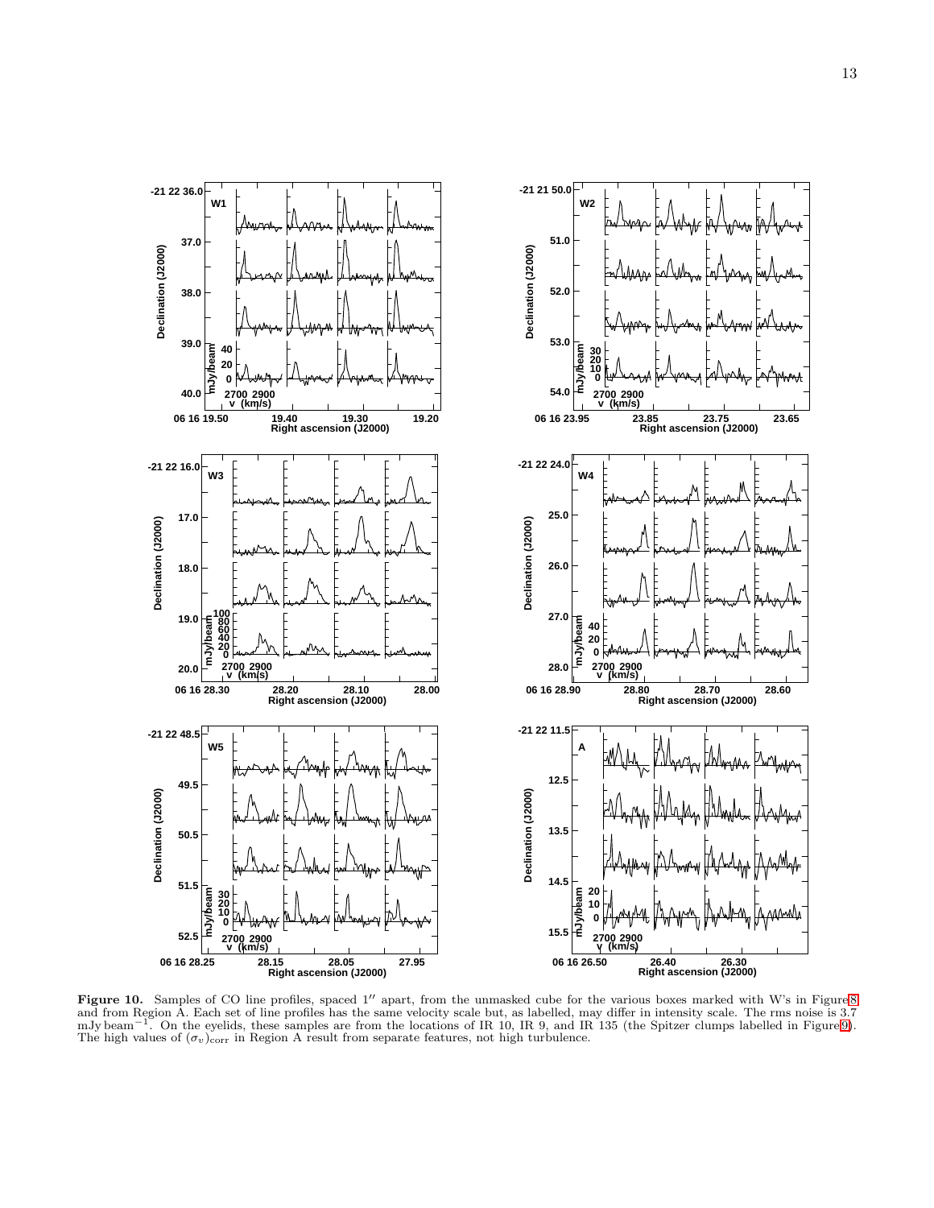**Figure 10.** Samples of CO line profiles, spaced 1″ apart, from the unmasked cube for the various boxes marked with W's in Figure 8 and from Region A. Each set of line profiles has the same velocity scale but, as labelled, may differ in intensity scale. The rms noise is 3.7 mJy beam$^{-1}$. On the eyelids, these samples are from the locations of IR 10, IR 9, and IR 135 (the Spitzer clumps labelled in Figure 9). The high values of $(\sigma_v)_{\rm corr}$ in Region A result from separate features, not high turbulence.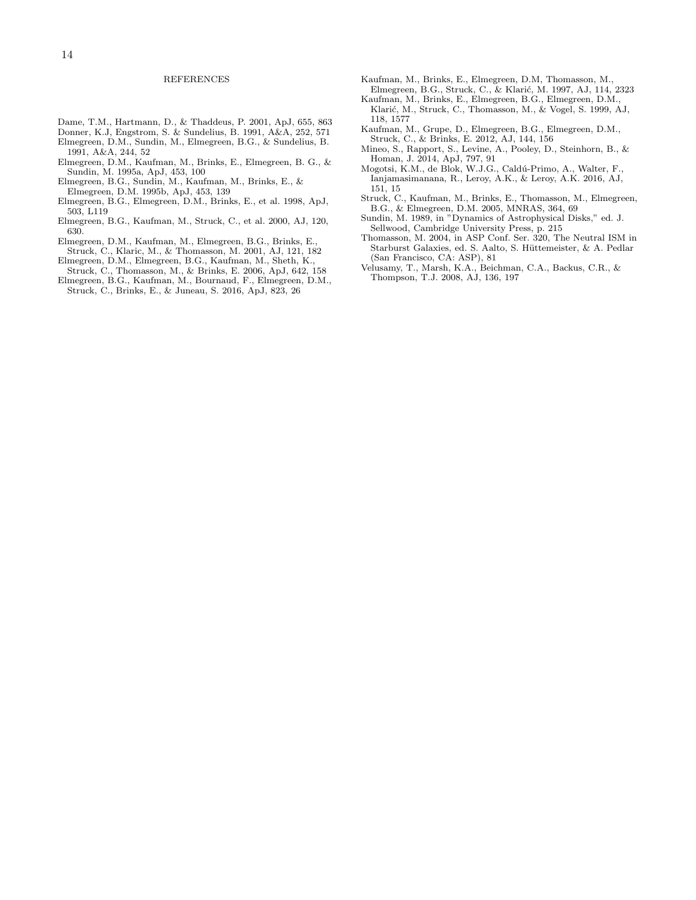## REFERENCES

Dame, T.M., Hartmann, D., & Thaddeus, P. 2001, ApJ, 655, 863

Donner, K.J, Engstrom, S. & Sundelius, B. 1991, A&A, 252, 571

Elmegreen, D.M., Sundin, M., Elmegreen, B.G., & Sundelius, B. 1991, A&A, 244, 52

Elmegreen, D.M., Kaufman, M., Brinks, E., Elmegreen, B. G., & Sundin, M. 1995a, ApJ, 453, 100

Elmegreen, B.G., Sundin, M., Kaufman, M., Brinks, E., & Elmegreen, D.M. 1995b, ApJ, 453, 139

Elmegreen, B.G., Elmegreen, D.M., Brinks, E., et al. 1998, ApJ, 503, L119

Elmegreen, B.G., Kaufman, M., Struck, C., et al. 2000, AJ, 120, 630.

Elmegreen, D.M., Kaufman, M., Elmegreen, B.G., Brinks, E., Struck, C., Klaric, M., & Thomasson, M. 2001, AJ, 121, 182

Elmegreen, D.M., Elmegreen, B.G., Kaufman, M., Sheth, K., Struck, C., Thomasson, M., & Brinks, E. 2006, ApJ, 642, 158

Elmegreen, B.G., Kaufman, M., Bournaud, F., Elmegreen, D.M., Struck, C., Brinks, E., & Juneau, S. 2016, ApJ, 823, 26

Kaufman, M., Brinks, E., Elmegreen, D.M, Thomasson, M., Elmegreen, B.G., Struck, C., & Klarić, M. 1997, AJ, 114, 2323

Kaufman, M., Brinks, E., Elmegreen, B.G., Elmegreen, D.M., Klarić, M., Struck, C., Thomasson, M., & Vogel, S. 1999, AJ, 118, 1577

Kaufman, M., Grupe, D., Elmegreen, B.G., Elmegreen, D.M., Struck, C., & Brinks, E. 2012, AJ, 144, 156

Mineo, S., Rapport, S., Levine, A., Pooley, D., Steinhorn, B., & Homan, J. 2014, ApJ, 797, 91

Mogotsi, K.M., de Blok, W.J.G., Caldú-Primo, A., Walter, F., Ianjamasimanana, R., Leroy, A.K., & Leroy, A.K. 2016, AJ, 151, 15

Struck, C., Kaufman, M., Brinks, E., Thomasson, M., Elmegreen, B.G., & Elmegreen, D.M. 2005, MNRAS, 364, 69

Sundin, M. 1989, in "Dynamics of Astrophysical Disks," ed. J. Sellwood, Cambridge University Press, p. 215

Thomasson, M. 2004, in ASP Conf. Ser. 320, The Neutral ISM in Starburst Galaxies, ed. S. Aalto, S. Hüttemeister, & A. Pedlar (San Francisco, CA: ASP), 81

Velusamy, T., Marsh, K.A., Beichman, C.A., Backus, C.R., & Thompson, T.J. 2008, AJ, 136, 197